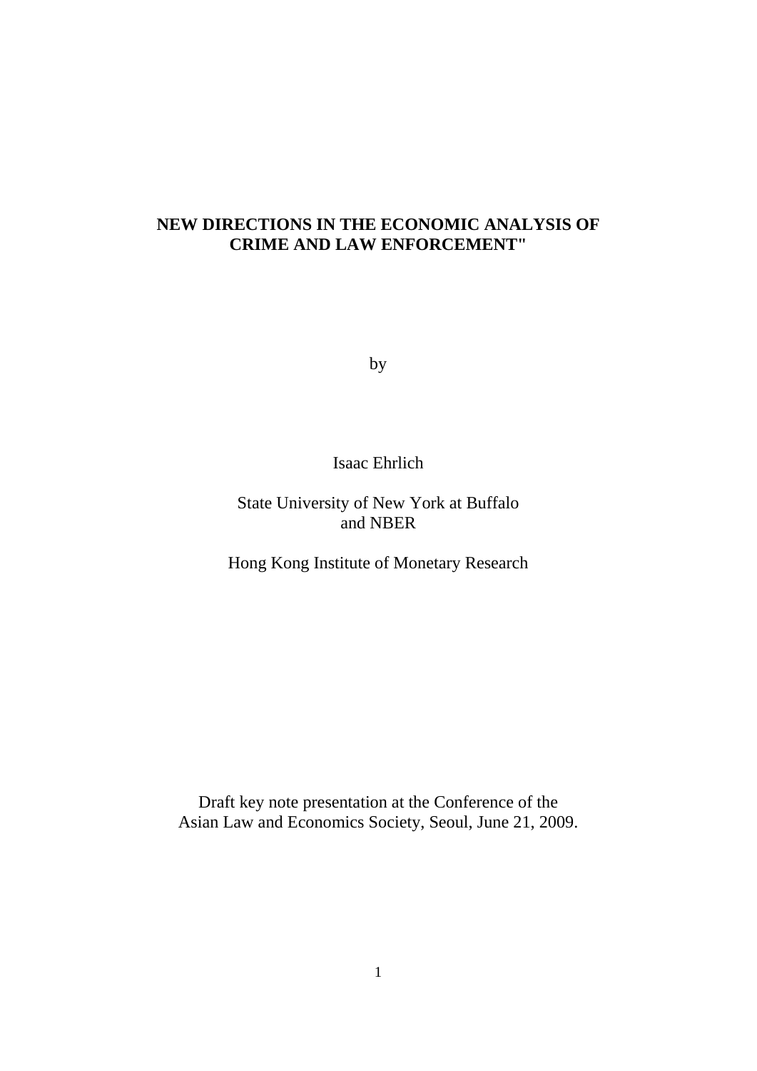# NEW DIRECTIONS IN THE ECONOMIC ANALYSIS OF CRIME AND LAW ENFORCEMENT"

by

Isaac Ehrlich

State University of New York at Buffalo
and NBER

Hong Kong Institute of Monetary Research

Draft key note presentation at the Conference of the
Asian Law and Economics Society, Seoul, June 21, 2009.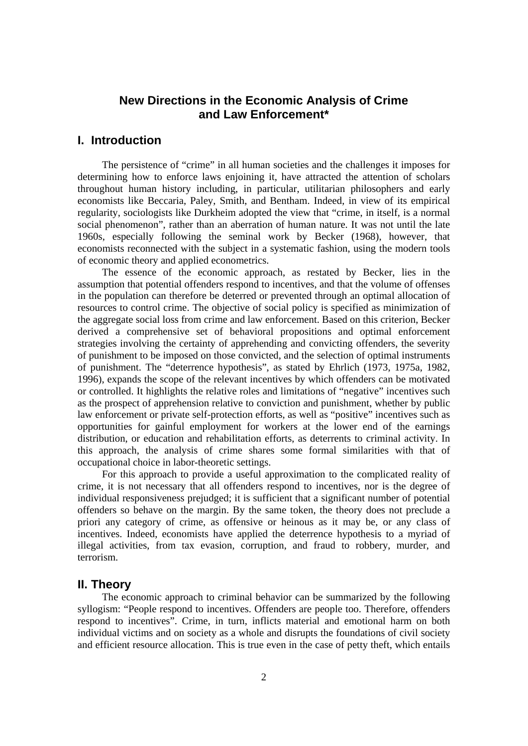# New Directions in the Economic Analysis of Crime and Law Enforcement*

## I. Introduction

The persistence of "crime" in all human societies and the challenges it imposes for determining how to enforce laws enjoining it, have attracted the attention of scholars throughout human history including, in particular, utilitarian philosophers and early economists like Beccaria, Paley, Smith, and Bentham. Indeed, in view of its empirical regularity, sociologists like Durkheim adopted the view that "crime, in itself, is a normal social phenomenon", rather than an aberration of human nature. It was not until the late 1960s, especially following the seminal work by Becker (1968), however, that economists reconnected with the subject in a systematic fashion, using the modern tools of economic theory and applied econometrics.

The essence of the economic approach, as restated by Becker, lies in the assumption that potential offenders respond to incentives, and that the volume of offenses in the population can therefore be deterred or prevented through an optimal allocation of resources to control crime. The objective of social policy is specified as minimization of the aggregate social loss from crime and law enforcement. Based on this criterion, Becker derived a comprehensive set of behavioral propositions and optimal enforcement strategies involving the certainty of apprehending and convicting offenders, the severity of punishment to be imposed on those convicted, and the selection of optimal instruments of punishment. The "deterrence hypothesis", as stated by Ehrlich (1973, 1975a, 1982, 1996), expands the scope of the relevant incentives by which offenders can be motivated or controlled. It highlights the relative roles and limitations of "negative" incentives such as the prospect of apprehension relative to conviction and punishment, whether by public law enforcement or private self-protection efforts, as well as "positive" incentives such as opportunities for gainful employment for workers at the lower end of the earnings distribution, or education and rehabilitation efforts, as deterrents to criminal activity. In this approach, the analysis of crime shares some formal similarities with that of occupational choice in labor-theoretic settings.

For this approach to provide a useful approximation to the complicated reality of crime, it is not necessary that all offenders respond to incentives, nor is the degree of individual responsiveness prejudged; it is sufficient that a significant number of potential offenders so behave on the margin. By the same token, the theory does not preclude a priori any category of crime, as offensive or heinous as it may be, or any class of incentives. Indeed, economists have applied the deterrence hypothesis to a myriad of illegal activities, from tax evasion, corruption, and fraud to robbery, murder, and terrorism.

## II. Theory

The economic approach to criminal behavior can be summarized by the following syllogism: "People respond to incentives. Offenders are people too. Therefore, offenders respond to incentives". Crime, in turn, inflicts material and emotional harm on both individual victims and on society as a whole and disrupts the foundations of civil society and efficient resource allocation. This is true even in the case of petty theft, which entails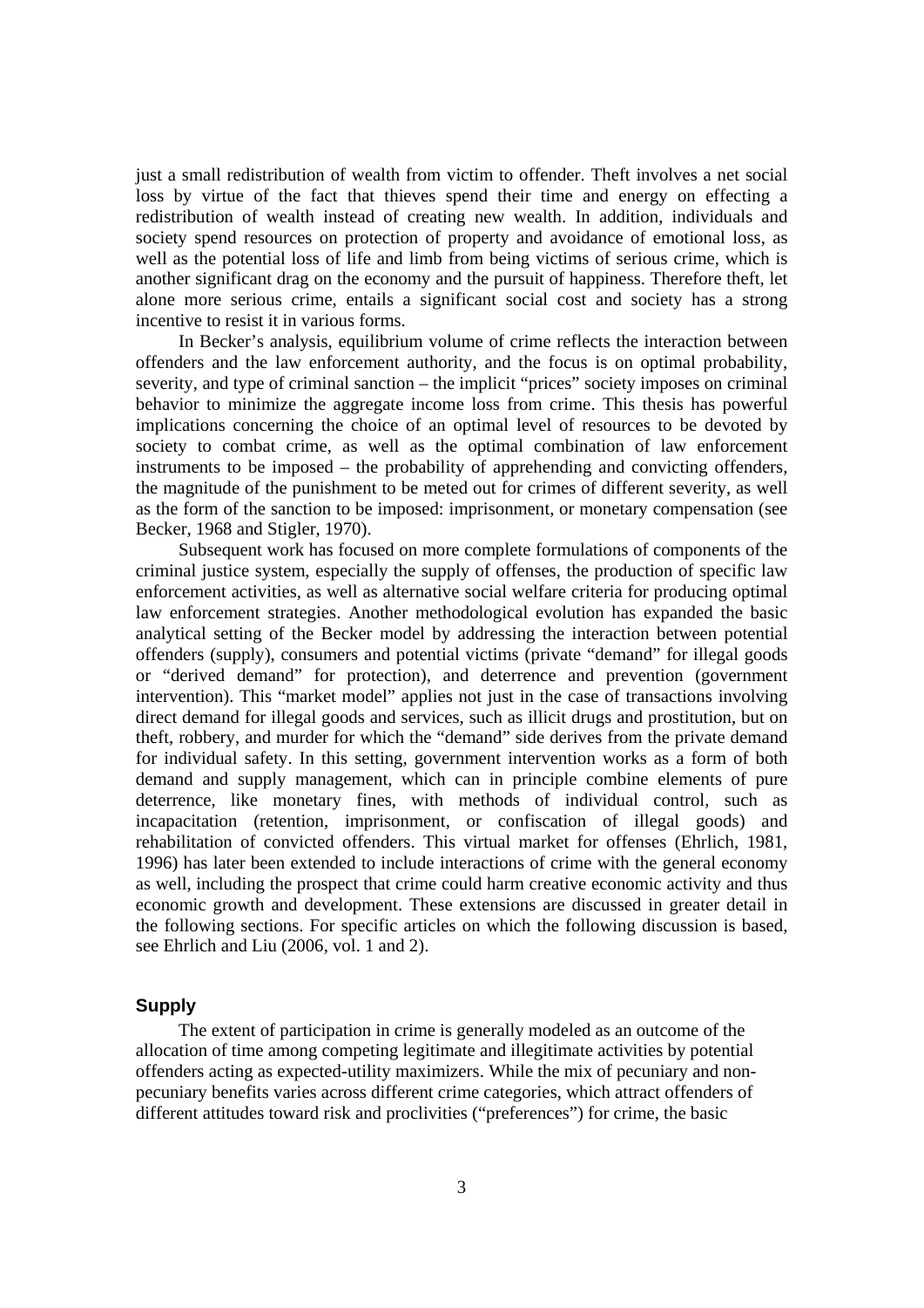just a small redistribution of wealth from victim to offender. Theft involves a net social loss by virtue of the fact that thieves spend their time and energy on effecting a redistribution of wealth instead of creating new wealth. In addition, individuals and society spend resources on protection of property and avoidance of emotional loss, as well as the potential loss of life and limb from being victims of serious crime, which is another significant drag on the economy and the pursuit of happiness. Therefore theft, let alone more serious crime, entails a significant social cost and society has a strong incentive to resist it in various forms.

In Becker's analysis, equilibrium volume of crime reflects the interaction between offenders and the law enforcement authority, and the focus is on optimal probability, severity, and type of criminal sanction – the implicit "prices" society imposes on criminal behavior to minimize the aggregate income loss from crime. This thesis has powerful implications concerning the choice of an optimal level of resources to be devoted by society to combat crime, as well as the optimal combination of law enforcement instruments to be imposed – the probability of apprehending and convicting offenders, the magnitude of the punishment to be meted out for crimes of different severity, as well as the form of the sanction to be imposed: imprisonment, or monetary compensation (see Becker, 1968 and Stigler, 1970).

Subsequent work has focused on more complete formulations of components of the criminal justice system, especially the supply of offenses, the production of specific law enforcement activities, as well as alternative social welfare criteria for producing optimal law enforcement strategies. Another methodological evolution has expanded the basic analytical setting of the Becker model by addressing the interaction between potential offenders (supply), consumers and potential victims (private "demand" for illegal goods or "derived demand" for protection), and deterrence and prevention (government intervention). This "market model" applies not just in the case of transactions involving direct demand for illegal goods and services, such as illicit drugs and prostitution, but on theft, robbery, and murder for which the "demand" side derives from the private demand for individual safety. In this setting, government intervention works as a form of both demand and supply management, which can in principle combine elements of pure deterrence, like monetary fines, with methods of individual control, such as incapacitation (retention, imprisonment, or confiscation of illegal goods) and rehabilitation of convicted offenders. This virtual market for offenses (Ehrlich, 1981, 1996) has later been extended to include interactions of crime with the general economy as well, including the prospect that crime could harm creative economic activity and thus economic growth and development. These extensions are discussed in greater detail in the following sections. For specific articles on which the following discussion is based, see Ehrlich and Liu (2006, vol. 1 and 2).

## Supply

The extent of participation in crime is generally modeled as an outcome of the allocation of time among competing legitimate and illegitimate activities by potential offenders acting as expected-utility maximizers. While the mix of pecuniary and non-pecuniary benefits varies across different crime categories, which attract offenders of different attitudes toward risk and proclivities ("preferences") for crime, the basic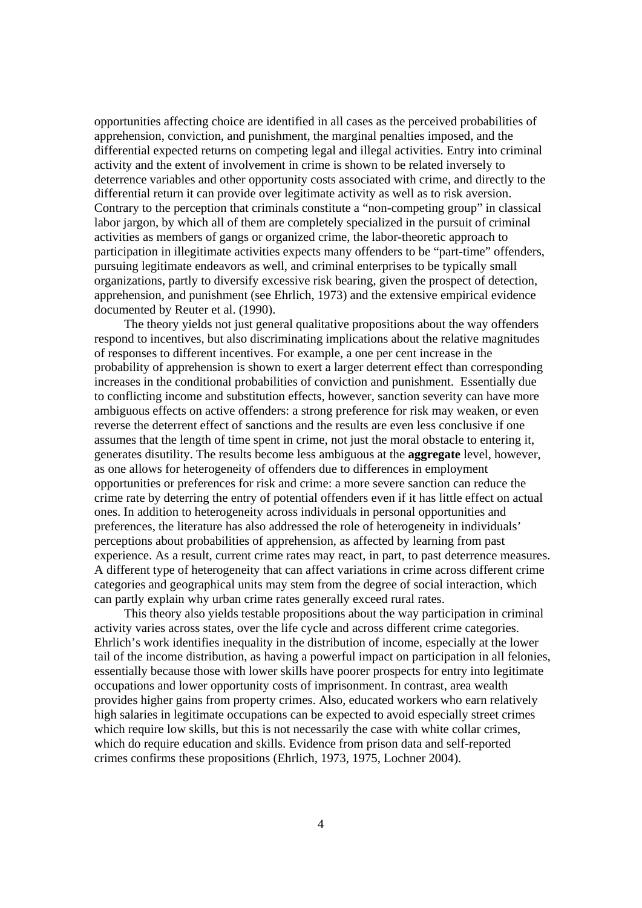opportunities affecting choice are identified in all cases as the perceived probabilities of apprehension, conviction, and punishment, the marginal penalties imposed, and the differential expected returns on competing legal and illegal activities. Entry into criminal activity and the extent of involvement in crime is shown to be related inversely to deterrence variables and other opportunity costs associated with crime, and directly to the differential return it can provide over legitimate activity as well as to risk aversion. Contrary to the perception that criminals constitute a "non-competing group" in classical labor jargon, by which all of them are completely specialized in the pursuit of criminal activities as members of gangs or organized crime, the labor-theoretic approach to participation in illegitimate activities expects many offenders to be "part-time" offenders, pursuing legitimate endeavors as well, and criminal enterprises to be typically small organizations, partly to diversify excessive risk bearing, given the prospect of detection, apprehension, and punishment (see Ehrlich, 1973) and the extensive empirical evidence documented by Reuter et al. (1990).

The theory yields not just general qualitative propositions about the way offenders respond to incentives, but also discriminating implications about the relative magnitudes of responses to different incentives. For example, a one per cent increase in the probability of apprehension is shown to exert a larger deterrent effect than corresponding increases in the conditional probabilities of conviction and punishment. Essentially due to conflicting income and substitution effects, however, sanction severity can have more ambiguous effects on active offenders: a strong preference for risk may weaken, or even reverse the deterrent effect of sanctions and the results are even less conclusive if one assumes that the length of time spent in crime, not just the moral obstacle to entering it, generates disutility. The results become less ambiguous at the **aggregate** level, however, as one allows for heterogeneity of offenders due to differences in employment opportunities or preferences for risk and crime: a more severe sanction can reduce the crime rate by deterring the entry of potential offenders even if it has little effect on actual ones. In addition to heterogeneity across individuals in personal opportunities and preferences, the literature has also addressed the role of heterogeneity in individuals' perceptions about probabilities of apprehension, as affected by learning from past experience. As a result, current crime rates may react, in part, to past deterrence measures. A different type of heterogeneity that can affect variations in crime across different crime categories and geographical units may stem from the degree of social interaction, which can partly explain why urban crime rates generally exceed rural rates.

This theory also yields testable propositions about the way participation in criminal activity varies across states, over the life cycle and across different crime categories. Ehrlich's work identifies inequality in the distribution of income, especially at the lower tail of the income distribution, as having a powerful impact on participation in all felonies, essentially because those with lower skills have poorer prospects for entry into legitimate occupations and lower opportunity costs of imprisonment. In contrast, area wealth provides higher gains from property crimes. Also, educated workers who earn relatively high salaries in legitimate occupations can be expected to avoid especially street crimes which require low skills, but this is not necessarily the case with white collar crimes, which do require education and skills. Evidence from prison data and self-reported crimes confirms these propositions (Ehrlich, 1973, 1975, Lochner 2004).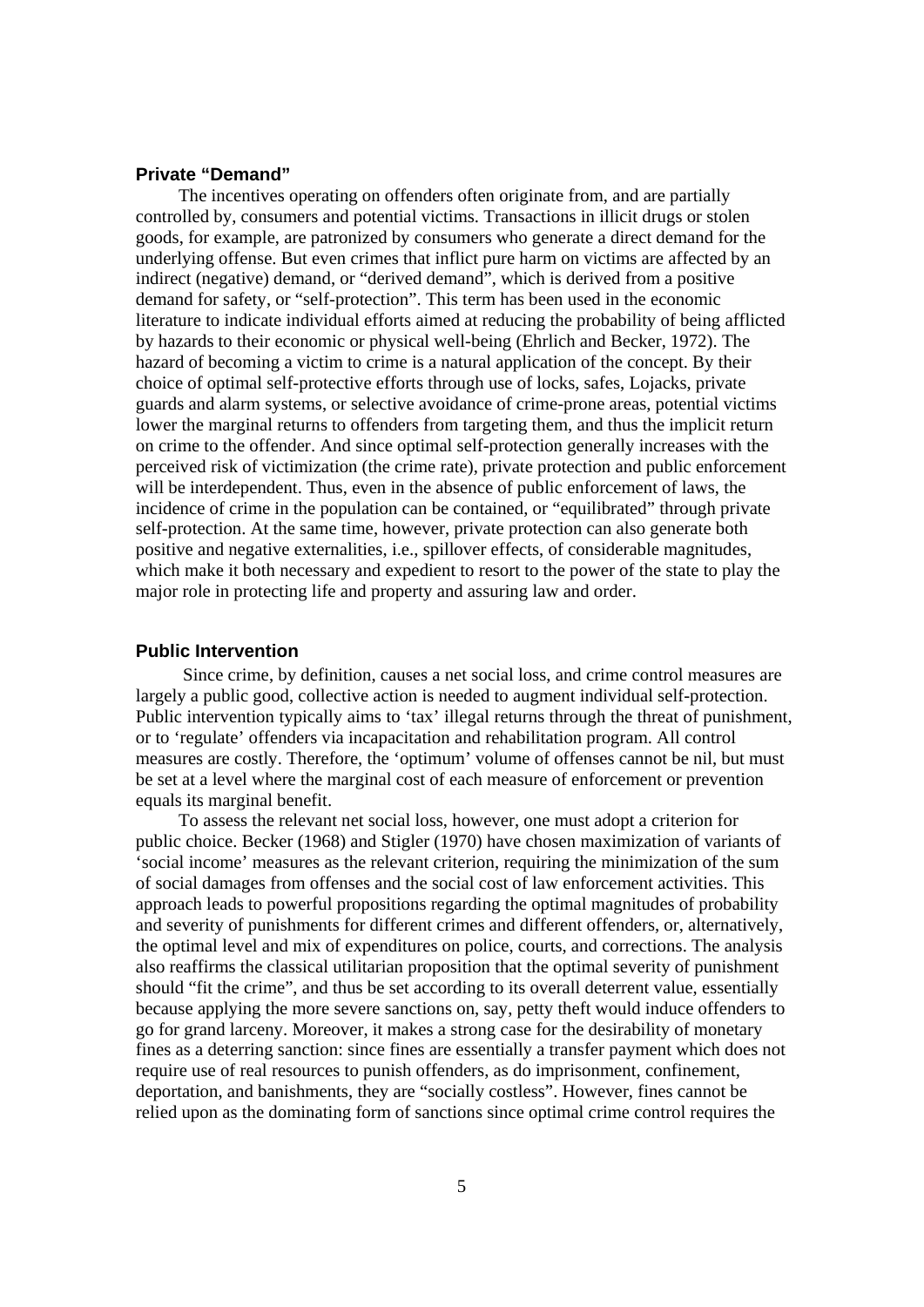### Private "Demand"

The incentives operating on offenders often originate from, and are partially controlled by, consumers and potential victims. Transactions in illicit drugs or stolen goods, for example, are patronized by consumers who generate a direct demand for the underlying offense. But even crimes that inflict pure harm on victims are affected by an indirect (negative) demand, or "derived demand", which is derived from a positive demand for safety, or "self-protection". This term has been used in the economic literature to indicate individual efforts aimed at reducing the probability of being afflicted by hazards to their economic or physical well-being (Ehrlich and Becker, 1972). The hazard of becoming a victim to crime is a natural application of the concept. By their choice of optimal self-protective efforts through use of locks, safes, Lojacks, private guards and alarm systems, or selective avoidance of crime-prone areas, potential victims lower the marginal returns to offenders from targeting them, and thus the implicit return on crime to the offender. And since optimal self-protection generally increases with the perceived risk of victimization (the crime rate), private protection and public enforcement will be interdependent. Thus, even in the absence of public enforcement of laws, the incidence of crime in the population can be contained, or "equilibrated" through private self-protection. At the same time, however, private protection can also generate both positive and negative externalities, i.e., spillover effects, of considerable magnitudes, which make it both necessary and expedient to resort to the power of the state to play the major role in protecting life and property and assuring law and order.

### Public Intervention

Since crime, by definition, causes a net social loss, and crime control measures are largely a public good, collective action is needed to augment individual self-protection. Public intervention typically aims to 'tax' illegal returns through the threat of punishment, or to 'regulate' offenders via incapacitation and rehabilitation program. All control measures are costly. Therefore, the 'optimum' volume of offenses cannot be nil, but must be set at a level where the marginal cost of each measure of enforcement or prevention equals its marginal benefit.

To assess the relevant net social loss, however, one must adopt a criterion for public choice. Becker (1968) and Stigler (1970) have chosen maximization of variants of 'social income' measures as the relevant criterion, requiring the minimization of the sum of social damages from offenses and the social cost of law enforcement activities. This approach leads to powerful propositions regarding the optimal magnitudes of probability and severity of punishments for different crimes and different offenders, or, alternatively, the optimal level and mix of expenditures on police, courts, and corrections. The analysis also reaffirms the classical utilitarian proposition that the optimal severity of punishment should "fit the crime", and thus be set according to its overall deterrent value, essentially because applying the more severe sanctions on, say, petty theft would induce offenders to go for grand larceny. Moreover, it makes a strong case for the desirability of monetary fines as a deterring sanction: since fines are essentially a transfer payment which does not require use of real resources to punish offenders, as do imprisonment, confinement, deportation, and banishments, they are "socially costless". However, fines cannot be relied upon as the dominating form of sanctions since optimal crime control requires the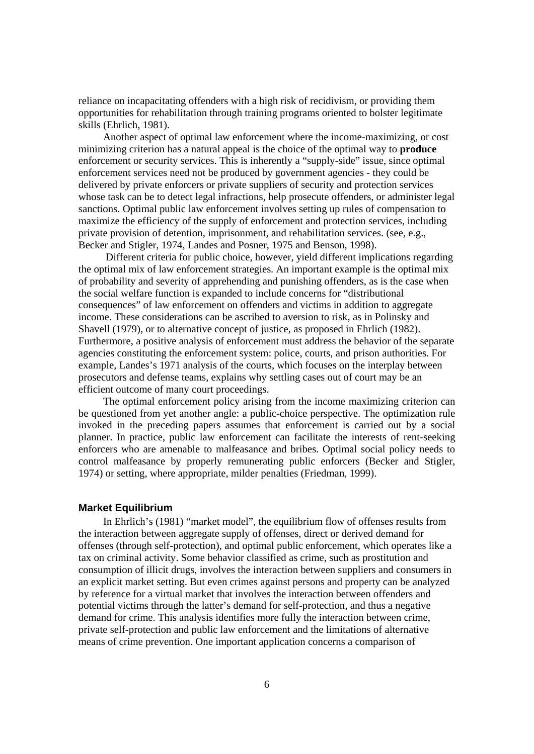reliance on incapacitating offenders with a high risk of recidivism, or providing them opportunities for rehabilitation through training programs oriented to bolster legitimate skills (Ehrlich, 1981).

Another aspect of optimal law enforcement where the income-maximizing, or cost minimizing criterion has a natural appeal is the choice of the optimal way to **produce** enforcement or security services. This is inherently a "supply-side" issue, since optimal enforcement services need not be produced by government agencies - they could be delivered by private enforcers or private suppliers of security and protection services whose task can be to detect legal infractions, help prosecute offenders, or administer legal sanctions. Optimal public law enforcement involves setting up rules of compensation to maximize the efficiency of the supply of enforcement and protection services, including private provision of detention, imprisonment, and rehabilitation services. (see, e.g., Becker and Stigler, 1974, Landes and Posner, 1975 and Benson, 1998).

Different criteria for public choice, however, yield different implications regarding the optimal mix of law enforcement strategies. An important example is the optimal mix of probability and severity of apprehending and punishing offenders, as is the case when the social welfare function is expanded to include concerns for "distributional consequences" of law enforcement on offenders and victims in addition to aggregate income. These considerations can be ascribed to aversion to risk, as in Polinsky and Shavell (1979), or to alternative concept of justice, as proposed in Ehrlich (1982). Furthermore, a positive analysis of enforcement must address the behavior of the separate agencies constituting the enforcement system: police, courts, and prison authorities. For example, Landes's 1971 analysis of the courts, which focuses on the interplay between prosecutors and defense teams, explains why settling cases out of court may be an efficient outcome of many court proceedings.

The optimal enforcement policy arising from the income maximizing criterion can be questioned from yet another angle: a public-choice perspective. The optimization rule invoked in the preceding papers assumes that enforcement is carried out by a social planner. In practice, public law enforcement can facilitate the interests of rent-seeking enforcers who are amenable to malfeasance and bribes. Optimal social policy needs to control malfeasance by properly remunerating public enforcers (Becker and Stigler, 1974) or setting, where appropriate, milder penalties (Friedman, 1999).

## Market Equilibrium

In Ehrlich's (1981) "market model", the equilibrium flow of offenses results from the interaction between aggregate supply of offenses, direct or derived demand for offenses (through self-protection), and optimal public enforcement, which operates like a tax on criminal activity. Some behavior classified as crime, such as prostitution and consumption of illicit drugs, involves the interaction between suppliers and consumers in an explicit market setting. But even crimes against persons and property can be analyzed by reference for a virtual market that involves the interaction between offenders and potential victims through the latter's demand for self-protection, and thus a negative demand for crime. This analysis identifies more fully the interaction between crime, private self-protection and public law enforcement and the limitations of alternative means of crime prevention. One important application concerns a comparison of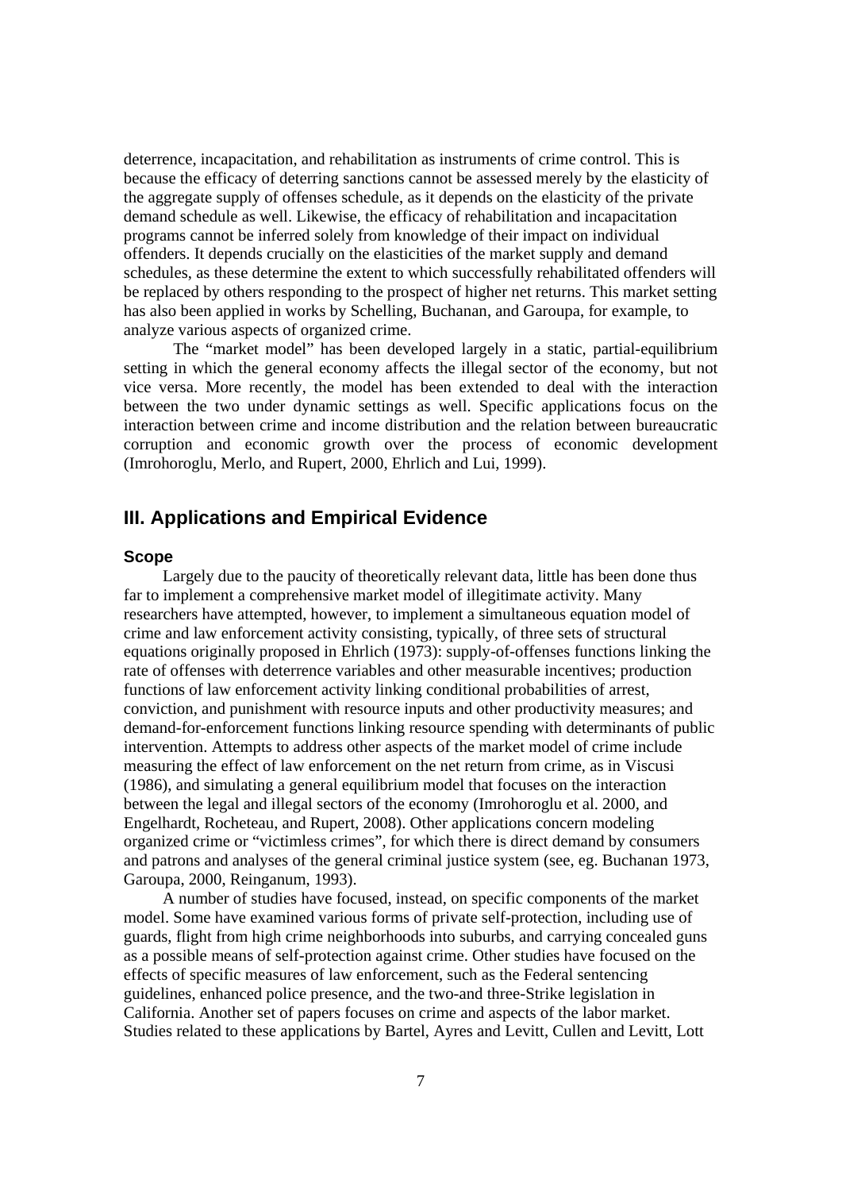deterrence, incapacitation, and rehabilitation as instruments of crime control. This is because the efficacy of deterring sanctions cannot be assessed merely by the elasticity of the aggregate supply of offenses schedule, as it depends on the elasticity of the private demand schedule as well. Likewise, the efficacy of rehabilitation and incapacitation programs cannot be inferred solely from knowledge of their impact on individual offenders. It depends crucially on the elasticities of the market supply and demand schedules, as these determine the extent to which successfully rehabilitated offenders will be replaced by others responding to the prospect of higher net returns. This market setting has also been applied in works by Schelling, Buchanan, and Garoupa, for example, to analyze various aspects of organized crime.

The "market model" has been developed largely in a static, partial-equilibrium setting in which the general economy affects the illegal sector of the economy, but not vice versa. More recently, the model has been extended to deal with the interaction between the two under dynamic settings as well. Specific applications focus on the interaction between crime and income distribution and the relation between bureaucratic corruption and economic growth over the process of economic development (Imrohoroglu, Merlo, and Rupert, 2000, Ehrlich and Lui, 1999).

## III. Applications and Empirical Evidence

### Scope

Largely due to the paucity of theoretically relevant data, little has been done thus far to implement a comprehensive market model of illegitimate activity. Many researchers have attempted, however, to implement a simultaneous equation model of crime and law enforcement activity consisting, typically, of three sets of structural equations originally proposed in Ehrlich (1973): supply-of-offenses functions linking the rate of offenses with deterrence variables and other measurable incentives; production functions of law enforcement activity linking conditional probabilities of arrest, conviction, and punishment with resource inputs and other productivity measures; and demand-for-enforcement functions linking resource spending with determinants of public intervention. Attempts to address other aspects of the market model of crime include measuring the effect of law enforcement on the net return from crime, as in Viscusi (1986), and simulating a general equilibrium model that focuses on the interaction between the legal and illegal sectors of the economy (Imrohoroglu et al. 2000, and Engelhardt, Rocheteau, and Rupert, 2008). Other applications concern modeling organized crime or "victimless crimes", for which there is direct demand by consumers and patrons and analyses of the general criminal justice system (see, eg. Buchanan 1973, Garoupa, 2000, Reinganum, 1993).

A number of studies have focused, instead, on specific components of the market model. Some have examined various forms of private self-protection, including use of guards, flight from high crime neighborhoods into suburbs, and carrying concealed guns as a possible means of self-protection against crime. Other studies have focused on the effects of specific measures of law enforcement, such as the Federal sentencing guidelines, enhanced police presence, and the two-and three-Strike legislation in California. Another set of papers focuses on crime and aspects of the labor market. Studies related to these applications by Bartel, Ayres and Levitt, Cullen and Levitt, Lott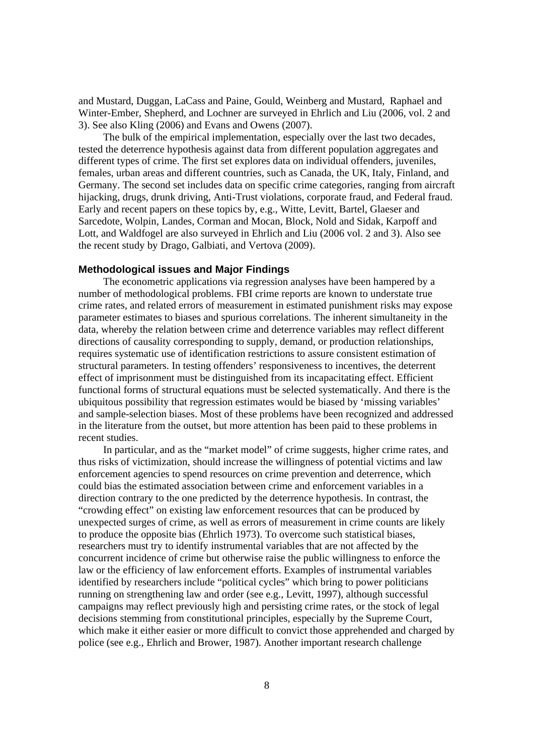and Mustard, Duggan, LaCass and Paine, Gould, Weinberg and Mustard, Raphael and Winter-Ember, Shepherd, and Lochner are surveyed in Ehrlich and Liu (2006, vol. 2 and 3). See also Kling (2006) and Evans and Owens (2007).

The bulk of the empirical implementation, especially over the last two decades, tested the deterrence hypothesis against data from different population aggregates and different types of crime. The first set explores data on individual offenders, juveniles, females, urban areas and different countries, such as Canada, the UK, Italy, Finland, and Germany. The second set includes data on specific crime categories, ranging from aircraft hijacking, drugs, drunk driving, Anti-Trust violations, corporate fraud, and Federal fraud. Early and recent papers on these topics by, e.g., Witte, Levitt, Bartel, Glaeser and Sarcedote, Wolpin, Landes, Corman and Mocan, Block, Nold and Sidak, Karpoff and Lott, and Waldfogel are also surveyed in Ehrlich and Liu (2006 vol. 2 and 3). Also see the recent study by Drago, Galbiati, and Vertova (2009).

## Methodological issues and Major Findings

The econometric applications via regression analyses have been hampered by a number of methodological problems. FBI crime reports are known to understate true crime rates, and related errors of measurement in estimated punishment risks may expose parameter estimates to biases and spurious correlations. The inherent simultaneity in the data, whereby the relation between crime and deterrence variables may reflect different directions of causality corresponding to supply, demand, or production relationships, requires systematic use of identification restrictions to assure consistent estimation of structural parameters. In testing offenders' responsiveness to incentives, the deterrent effect of imprisonment must be distinguished from its incapacitating effect. Efficient functional forms of structural equations must be selected systematically. And there is the ubiquitous possibility that regression estimates would be biased by 'missing variables' and sample-selection biases. Most of these problems have been recognized and addressed in the literature from the outset, but more attention has been paid to these problems in recent studies.

In particular, and as the "market model" of crime suggests, higher crime rates, and thus risks of victimization, should increase the willingness of potential victims and law enforcement agencies to spend resources on crime prevention and deterrence, which could bias the estimated association between crime and enforcement variables in a direction contrary to the one predicted by the deterrence hypothesis. In contrast, the "crowding effect" on existing law enforcement resources that can be produced by unexpected surges of crime, as well as errors of measurement in crime counts are likely to produce the opposite bias (Ehrlich 1973). To overcome such statistical biases, researchers must try to identify instrumental variables that are not affected by the concurrent incidence of crime but otherwise raise the public willingness to enforce the law or the efficiency of law enforcement efforts. Examples of instrumental variables identified by researchers include "political cycles" which bring to power politicians running on strengthening law and order (see e.g., Levitt, 1997), although successful campaigns may reflect previously high and persisting crime rates, or the stock of legal decisions stemming from constitutional principles, especially by the Supreme Court, which make it either easier or more difficult to convict those apprehended and charged by police (see e.g., Ehrlich and Brower, 1987). Another important research challenge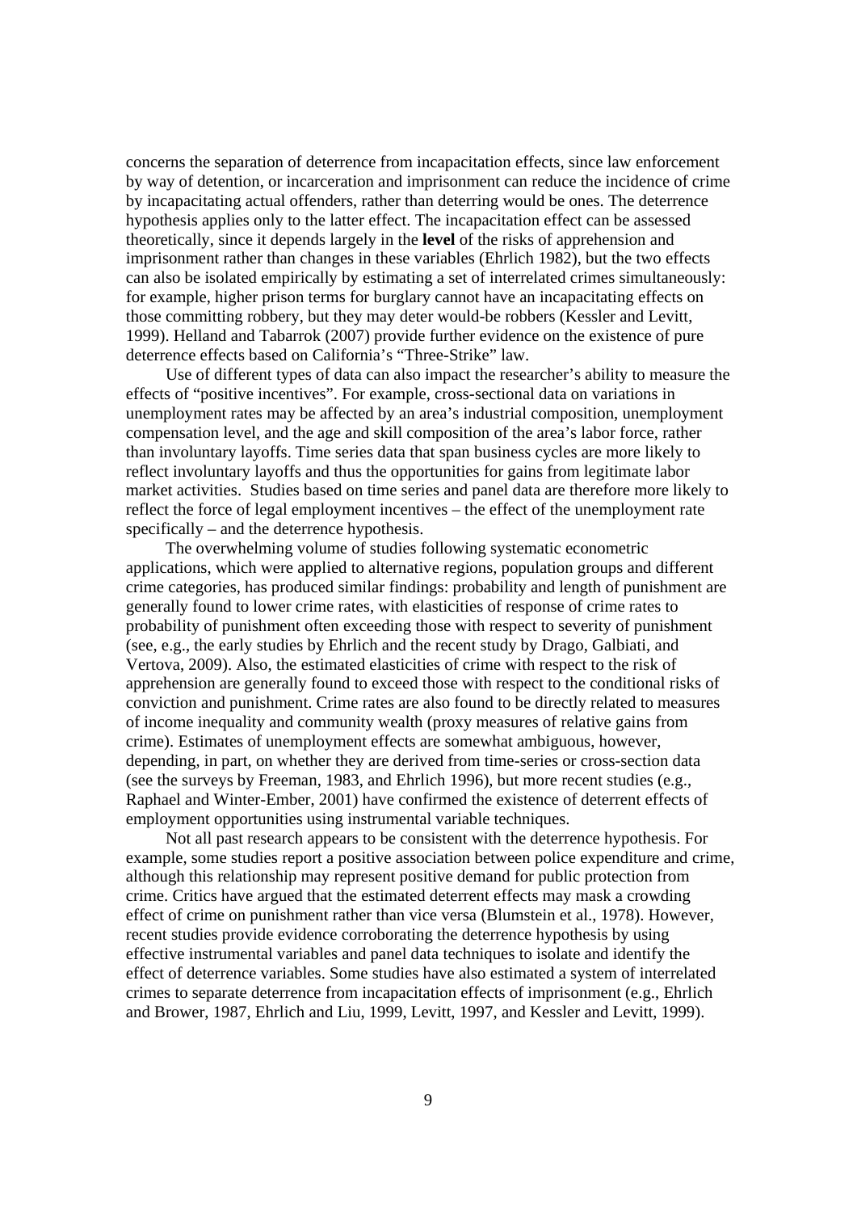concerns the separation of deterrence from incapacitation effects, since law enforcement by way of detention, or incarceration and imprisonment can reduce the incidence of crime by incapacitating actual offenders, rather than deterring would be ones. The deterrence hypothesis applies only to the latter effect. The incapacitation effect can be assessed theoretically, since it depends largely in the **level** of the risks of apprehension and imprisonment rather than changes in these variables (Ehrlich 1982), but the two effects can also be isolated empirically by estimating a set of interrelated crimes simultaneously: for example, higher prison terms for burglary cannot have an incapacitating effects on those committing robbery, but they may deter would-be robbers (Kessler and Levitt, 1999). Helland and Tabarrok (2007) provide further evidence on the existence of pure deterrence effects based on California's "Three-Strike" law.

Use of different types of data can also impact the researcher's ability to measure the effects of "positive incentives". For example, cross-sectional data on variations in unemployment rates may be affected by an area's industrial composition, unemployment compensation level, and the age and skill composition of the area's labor force, rather than involuntary layoffs. Time series data that span business cycles are more likely to reflect involuntary layoffs and thus the opportunities for gains from legitimate labor market activities. Studies based on time series and panel data are therefore more likely to reflect the force of legal employment incentives – the effect of the unemployment rate specifically – and the deterrence hypothesis.

The overwhelming volume of studies following systematic econometric applications, which were applied to alternative regions, population groups and different crime categories, has produced similar findings: probability and length of punishment are generally found to lower crime rates, with elasticities of response of crime rates to probability of punishment often exceeding those with respect to severity of punishment (see, e.g., the early studies by Ehrlich and the recent study by Drago, Galbiati, and Vertova, 2009). Also, the estimated elasticities of crime with respect to the risk of apprehension are generally found to exceed those with respect to the conditional risks of conviction and punishment. Crime rates are also found to be directly related to measures of income inequality and community wealth (proxy measures of relative gains from crime). Estimates of unemployment effects are somewhat ambiguous, however, depending, in part, on whether they are derived from time-series or cross-section data (see the surveys by Freeman, 1983, and Ehrlich 1996), but more recent studies (e.g., Raphael and Winter-Ember, 2001) have confirmed the existence of deterrent effects of employment opportunities using instrumental variable techniques.

Not all past research appears to be consistent with the deterrence hypothesis. For example, some studies report a positive association between police expenditure and crime, although this relationship may represent positive demand for public protection from crime. Critics have argued that the estimated deterrent effects may mask a crowding effect of crime on punishment rather than vice versa (Blumstein et al., 1978). However, recent studies provide evidence corroborating the deterrence hypothesis by using effective instrumental variables and panel data techniques to isolate and identify the effect of deterrence variables. Some studies have also estimated a system of interrelated crimes to separate deterrence from incapacitation effects of imprisonment (e.g., Ehrlich and Brower, 1987, Ehrlich and Liu, 1999, Levitt, 1997, and Kessler and Levitt, 1999).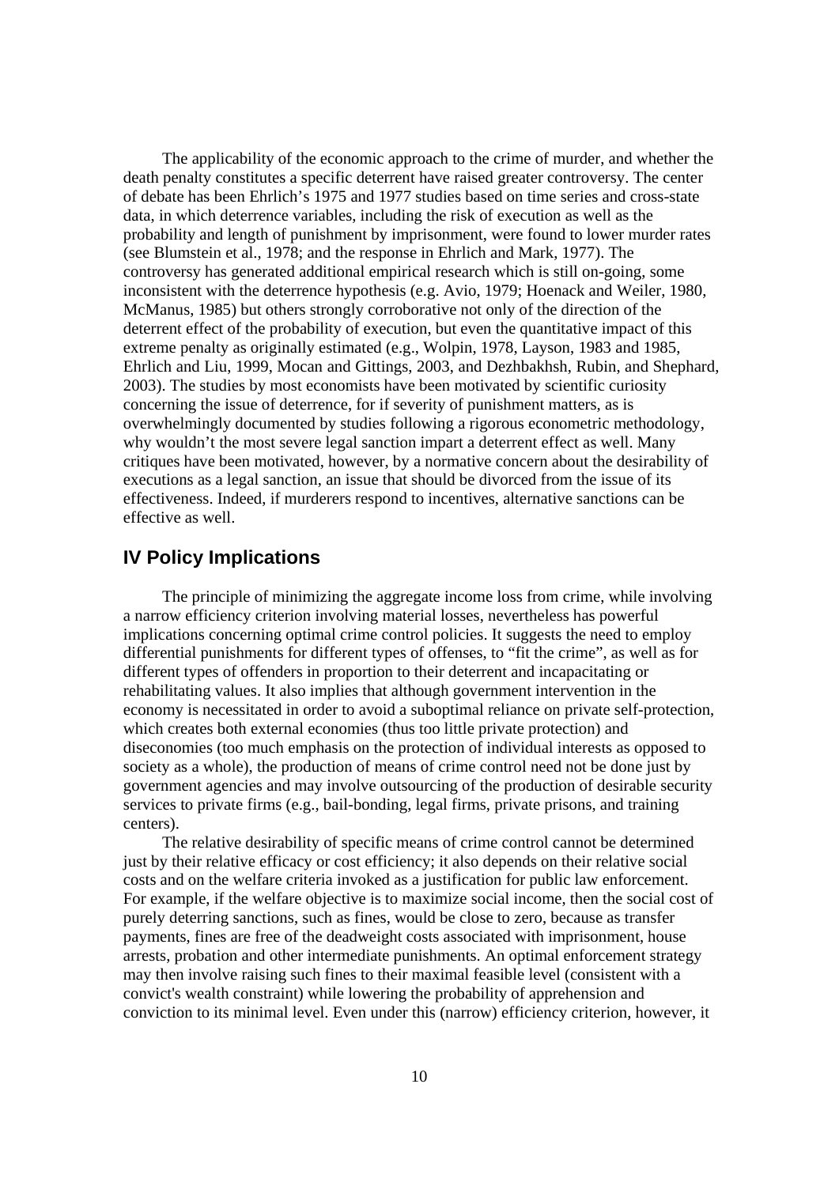The applicability of the economic approach to the crime of murder, and whether the death penalty constitutes a specific deterrent have raised greater controversy. The center of debate has been Ehrlich's 1975 and 1977 studies based on time series and cross-state data, in which deterrence variables, including the risk of execution as well as the probability and length of punishment by imprisonment, were found to lower murder rates (see Blumstein et al., 1978; and the response in Ehrlich and Mark, 1977). The controversy has generated additional empirical research which is still on-going, some inconsistent with the deterrence hypothesis (e.g. Avio, 1979; Hoenack and Weiler, 1980, McManus, 1985) but others strongly corroborative not only of the direction of the deterrent effect of the probability of execution, but even the quantitative impact of this extreme penalty as originally estimated (e.g., Wolpin, 1978, Layson, 1983 and 1985, Ehrlich and Liu, 1999, Mocan and Gittings, 2003, and Dezhbakhsh, Rubin, and Shephard, 2003). The studies by most economists have been motivated by scientific curiosity concerning the issue of deterrence, for if severity of punishment matters, as is overwhelmingly documented by studies following a rigorous econometric methodology, why wouldn't the most severe legal sanction impart a deterrent effect as well. Many critiques have been motivated, however, by a normative concern about the desirability of executions as a legal sanction, an issue that should be divorced from the issue of its effectiveness. Indeed, if murderers respond to incentives, alternative sanctions can be effective as well.

## IV Policy Implications

The principle of minimizing the aggregate income loss from crime, while involving a narrow efficiency criterion involving material losses, nevertheless has powerful implications concerning optimal crime control policies. It suggests the need to employ differential punishments for different types of offenses, to "fit the crime", as well as for different types of offenders in proportion to their deterrent and incapacitating or rehabilitating values. It also implies that although government intervention in the economy is necessitated in order to avoid a suboptimal reliance on private self-protection, which creates both external economies (thus too little private protection) and diseconomies (too much emphasis on the protection of individual interests as opposed to society as a whole), the production of means of crime control need not be done just by government agencies and may involve outsourcing of the production of desirable security services to private firms (e.g., bail-bonding, legal firms, private prisons, and training centers).

The relative desirability of specific means of crime control cannot be determined just by their relative efficacy or cost efficiency; it also depends on their relative social costs and on the welfare criteria invoked as a justification for public law enforcement. For example, if the welfare objective is to maximize social income, then the social cost of purely deterring sanctions, such as fines, would be close to zero, because as transfer payments, fines are free of the deadweight costs associated with imprisonment, house arrests, probation and other intermediate punishments. An optimal enforcement strategy may then involve raising such fines to their maximal feasible level (consistent with a convict's wealth constraint) while lowering the probability of apprehension and conviction to its minimal level. Even under this (narrow) efficiency criterion, however, it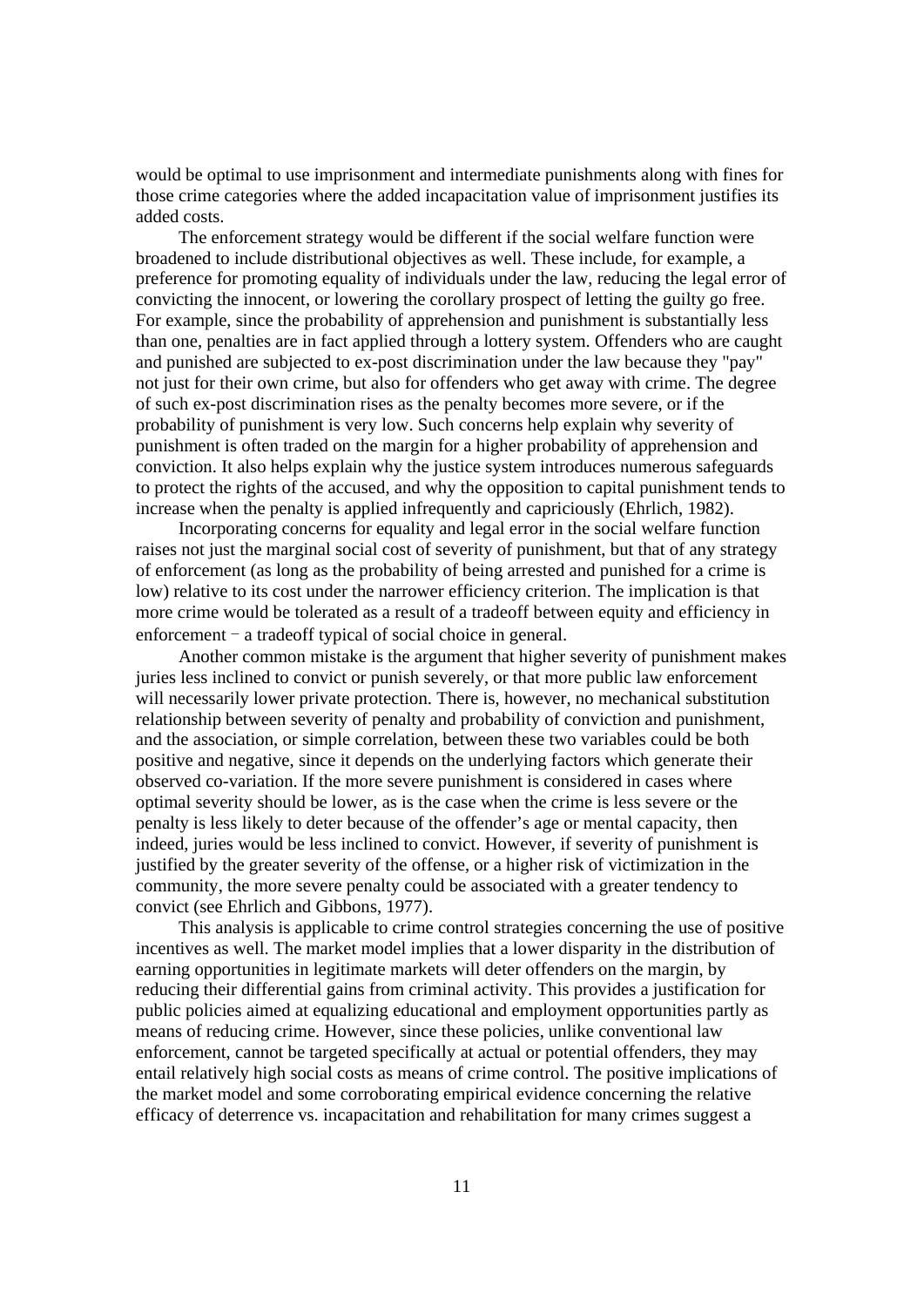would be optimal to use imprisonment and intermediate punishments along with fines for those crime categories where the added incapacitation value of imprisonment justifies its added costs.

The enforcement strategy would be different if the social welfare function were broadened to include distributional objectives as well. These include, for example, a preference for promoting equality of individuals under the law, reducing the legal error of convicting the innocent, or lowering the corollary prospect of letting the guilty go free. For example, since the probability of apprehension and punishment is substantially less than one, penalties are in fact applied through a lottery system. Offenders who are caught and punished are subjected to ex-post discrimination under the law because they "pay" not just for their own crime, but also for offenders who get away with crime. The degree of such ex-post discrimination rises as the penalty becomes more severe, or if the probability of punishment is very low. Such concerns help explain why severity of punishment is often traded on the margin for a higher probability of apprehension and conviction. It also helps explain why the justice system introduces numerous safeguards to protect the rights of the accused, and why the opposition to capital punishment tends to increase when the penalty is applied infrequently and capriciously (Ehrlich, 1982).

Incorporating concerns for equality and legal error in the social welfare function raises not just the marginal social cost of severity of punishment, but that of any strategy of enforcement (as long as the probability of being arrested and punished for a crime is low) relative to its cost under the narrower efficiency criterion. The implication is that more crime would be tolerated as a result of a tradeoff between equity and efficiency in enforcement − a tradeoff typical of social choice in general.

Another common mistake is the argument that higher severity of punishment makes juries less inclined to convict or punish severely, or that more public law enforcement will necessarily lower private protection. There is, however, no mechanical substitution relationship between severity of penalty and probability of conviction and punishment, and the association, or simple correlation, between these two variables could be both positive and negative, since it depends on the underlying factors which generate their observed co-variation. If the more severe punishment is considered in cases where optimal severity should be lower, as is the case when the crime is less severe or the penalty is less likely to deter because of the offender's age or mental capacity, then indeed, juries would be less inclined to convict. However, if severity of punishment is justified by the greater severity of the offense, or a higher risk of victimization in the community, the more severe penalty could be associated with a greater tendency to convict (see Ehrlich and Gibbons, 1977).

This analysis is applicable to crime control strategies concerning the use of positive incentives as well. The market model implies that a lower disparity in the distribution of earning opportunities in legitimate markets will deter offenders on the margin, by reducing their differential gains from criminal activity. This provides a justification for public policies aimed at equalizing educational and employment opportunities partly as means of reducing crime. However, since these policies, unlike conventional law enforcement, cannot be targeted specifically at actual or potential offenders, they may entail relatively high social costs as means of crime control. The positive implications of the market model and some corroborating empirical evidence concerning the relative efficacy of deterrence vs. incapacitation and rehabilitation for many crimes suggest a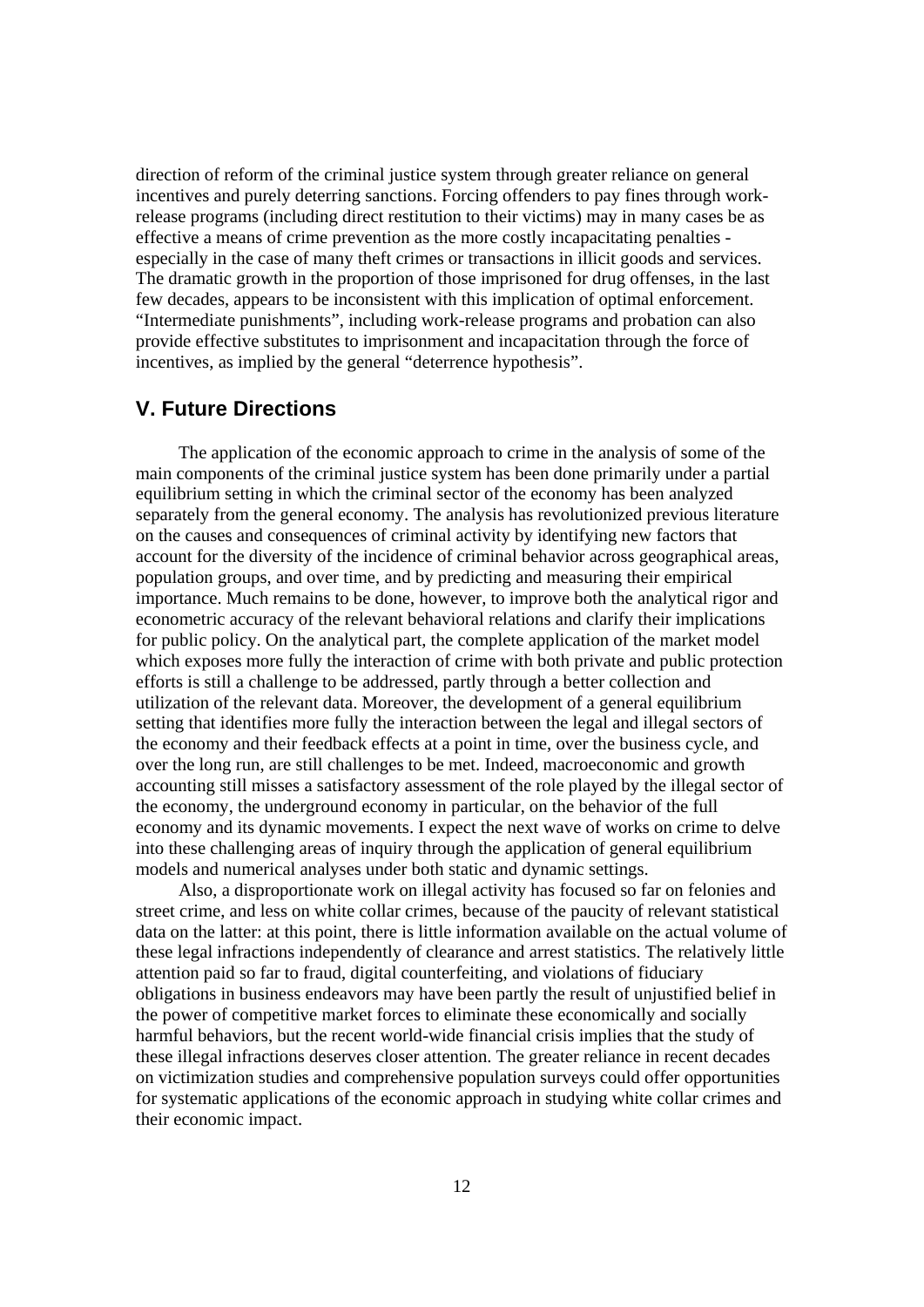direction of reform of the criminal justice system through greater reliance on general incentives and purely deterring sanctions. Forcing offenders to pay fines through work-release programs (including direct restitution to their victims) may in many cases be as effective a means of crime prevention as the more costly incapacitating penalties - especially in the case of many theft crimes or transactions in illicit goods and services. The dramatic growth in the proportion of those imprisoned for drug offenses, in the last few decades, appears to be inconsistent with this implication of optimal enforcement. "Intermediate punishments", including work-release programs and probation can also provide effective substitutes to imprisonment and incapacitation through the force of incentives, as implied by the general "deterrence hypothesis".

## V. Future Directions

The application of the economic approach to crime in the analysis of some of the main components of the criminal justice system has been done primarily under a partial equilibrium setting in which the criminal sector of the economy has been analyzed separately from the general economy. The analysis has revolutionized previous literature on the causes and consequences of criminal activity by identifying new factors that account for the diversity of the incidence of criminal behavior across geographical areas, population groups, and over time, and by predicting and measuring their empirical importance. Much remains to be done, however, to improve both the analytical rigor and econometric accuracy of the relevant behavioral relations and clarify their implications for public policy. On the analytical part, the complete application of the market model which exposes more fully the interaction of crime with both private and public protection efforts is still a challenge to be addressed, partly through a better collection and utilization of the relevant data. Moreover, the development of a general equilibrium setting that identifies more fully the interaction between the legal and illegal sectors of the economy and their feedback effects at a point in time, over the business cycle, and over the long run, are still challenges to be met. Indeed, macroeconomic and growth accounting still misses a satisfactory assessment of the role played by the illegal sector of the economy, the underground economy in particular, on the behavior of the full economy and its dynamic movements. I expect the next wave of works on crime to delve into these challenging areas of inquiry through the application of general equilibrium models and numerical analyses under both static and dynamic settings.

Also, a disproportionate work on illegal activity has focused so far on felonies and street crime, and less on white collar crimes, because of the paucity of relevant statistical data on the latter: at this point, there is little information available on the actual volume of these legal infractions independently of clearance and arrest statistics. The relatively little attention paid so far to fraud, digital counterfeiting, and violations of fiduciary obligations in business endeavors may have been partly the result of unjustified belief in the power of competitive market forces to eliminate these economically and socially harmful behaviors, but the recent world-wide financial crisis implies that the study of these illegal infractions deserves closer attention. The greater reliance in recent decades on victimization studies and comprehensive population surveys could offer opportunities for systematic applications of the economic approach in studying white collar crimes and their economic impact.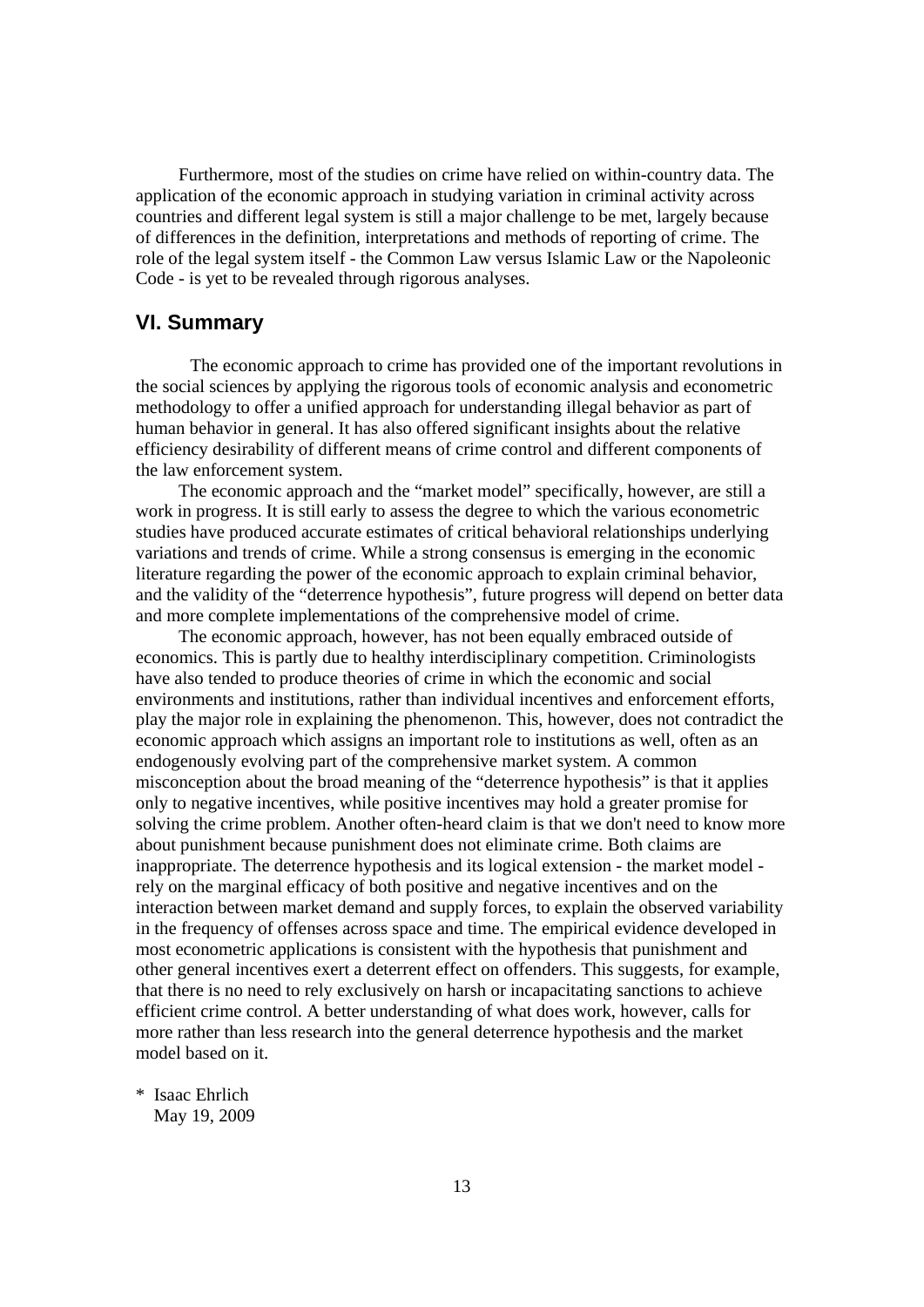Furthermore, most of the studies on crime have relied on within-country data. The application of the economic approach in studying variation in criminal activity across countries and different legal system is still a major challenge to be met, largely because of differences in the definition, interpretations and methods of reporting of crime. The role of the legal system itself - the Common Law versus Islamic Law or the Napoleonic Code - is yet to be revealed through rigorous analyses.

## VI. Summary

The economic approach to crime has provided one of the important revolutions in the social sciences by applying the rigorous tools of economic analysis and econometric methodology to offer a unified approach for understanding illegal behavior as part of human behavior in general. It has also offered significant insights about the relative efficiency desirability of different means of crime control and different components of the law enforcement system.

The economic approach and the "market model" specifically, however, are still a work in progress. It is still early to assess the degree to which the various econometric studies have produced accurate estimates of critical behavioral relationships underlying variations and trends of crime. While a strong consensus is emerging in the economic literature regarding the power of the economic approach to explain criminal behavior, and the validity of the "deterrence hypothesis", future progress will depend on better data and more complete implementations of the comprehensive model of crime.

The economic approach, however, has not been equally embraced outside of economics. This is partly due to healthy interdisciplinary competition. Criminologists have also tended to produce theories of crime in which the economic and social environments and institutions, rather than individual incentives and enforcement efforts, play the major role in explaining the phenomenon. This, however, does not contradict the economic approach which assigns an important role to institutions as well, often as an endogenously evolving part of the comprehensive market system. A common misconception about the broad meaning of the "deterrence hypothesis" is that it applies only to negative incentives, while positive incentives may hold a greater promise for solving the crime problem. Another often-heard claim is that we don't need to know more about punishment because punishment does not eliminate crime. Both claims are inappropriate. The deterrence hypothesis and its logical extension - the market model - rely on the marginal efficacy of both positive and negative incentives and on the interaction between market demand and supply forces, to explain the observed variability in the frequency of offenses across space and time. The empirical evidence developed in most econometric applications is consistent with the hypothesis that punishment and other general incentives exert a deterrent effect on offenders. This suggests, for example, that there is no need to rely exclusively on harsh or incapacitating sanctions to achieve efficient crime control. A better understanding of what does work, however, calls for more rather than less research into the general deterrence hypothesis and the market model based on it.

\* Isaac Ehrlich
May 19, 2009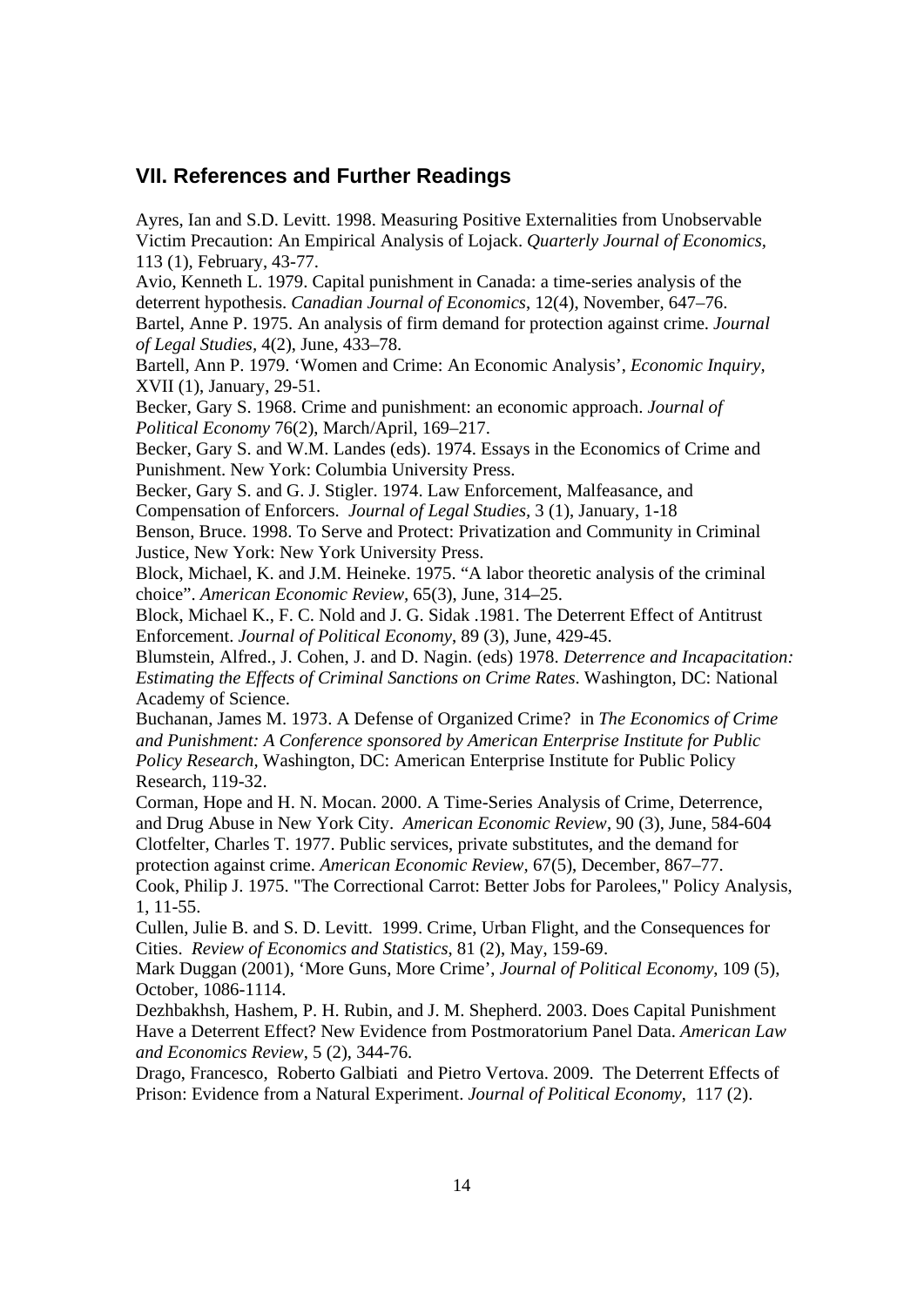## VII. References and Further Readings

Ayres, Ian and S.D. Levitt. 1998. Measuring Positive Externalities from Unobservable Victim Precaution: An Empirical Analysis of Lojack. *Quarterly Journal of Economics*, 113 (1), February, 43-77.

Avio, Kenneth L. 1979. Capital punishment in Canada: a time-series analysis of the deterrent hypothesis. *Canadian Journal of Economics*, 12(4), November, 647–76.

Bartel, Anne P. 1975. An analysis of firm demand for protection against crime. *Journal of Legal Studies*, 4(2), June, 433–78.

Bartell, Ann P. 1979. 'Women and Crime: An Economic Analysis', *Economic Inquiry*, XVII (1), January, 29-51.

Becker, Gary S. 1968. Crime and punishment: an economic approach. *Journal of Political Economy* 76(2), March/April, 169–217.

Becker, Gary S. and W.M. Landes (eds). 1974. Essays in the Economics of Crime and Punishment. New York: Columbia University Press.

Becker, Gary S. and G. J. Stigler. 1974. Law Enforcement, Malfeasance, and Compensation of Enforcers. *Journal of Legal Studies,* 3 (1), January, 1-18

Benson, Bruce. 1998. To Serve and Protect: Privatization and Community in Criminal Justice, New York: New York University Press.

Block, Michael, K. and J.M. Heineke. 1975. "A labor theoretic analysis of the criminal choice". *American Economic Review,* 65(3), June, 314–25.

Block, Michael K., F. C. Nold and J. G. Sidak .1981. The Deterrent Effect of Antitrust Enforcement. *Journal of Political Economy*, 89 (3), June, 429-45.

Blumstein, Alfred., J. Cohen, J. and D. Nagin. (eds) 1978. *Deterrence and Incapacitation: Estimating the Effects of Criminal Sanctions on Crime Rates*. Washington, DC: National Academy of Science.

Buchanan, James M. 1973. A Defense of Organized Crime? in *The Economics of Crime and Punishment: A Conference sponsored by American Enterprise Institute for Public Policy Research,* Washington, DC: American Enterprise Institute for Public Policy Research, 119-32.

Corman, Hope and H. N. Mocan. 2000. A Time-Series Analysis of Crime, Deterrence, and Drug Abuse in New York City. *American Economic Review*, 90 (3), June, 584-604

Clotfelter, Charles T. 1977. Public services, private substitutes, and the demand for protection against crime. *American Economic Review,* 67(5), December, 867–77.

Cook, Philip J. 1975. "The Correctional Carrot: Better Jobs for Parolees," Policy Analysis, 1, 11-55.

Cullen, Julie B. and S. D. Levitt. 1999. Crime, Urban Flight, and the Consequences for Cities. *Review of Economics and Statistics*, 81 (2), May, 159-69.

Mark Duggan (2001), 'More Guns, More Crime', *Journal of Political Economy*, 109 (5), October, 1086-1114.

Dezhbakhsh, Hashem, P. H. Rubin, and J. M. Shepherd. 2003. Does Capital Punishment Have a Deterrent Effect? New Evidence from Postmoratorium Panel Data. *American Law and Economics Review*, 5 (2), 344-76.

Drago, Francesco, Roberto Galbiati and Pietro Vertova. 2009. The Deterrent Effects of Prison: Evidence from a Natural Experiment. *Journal of Political Economy*, 117 (2).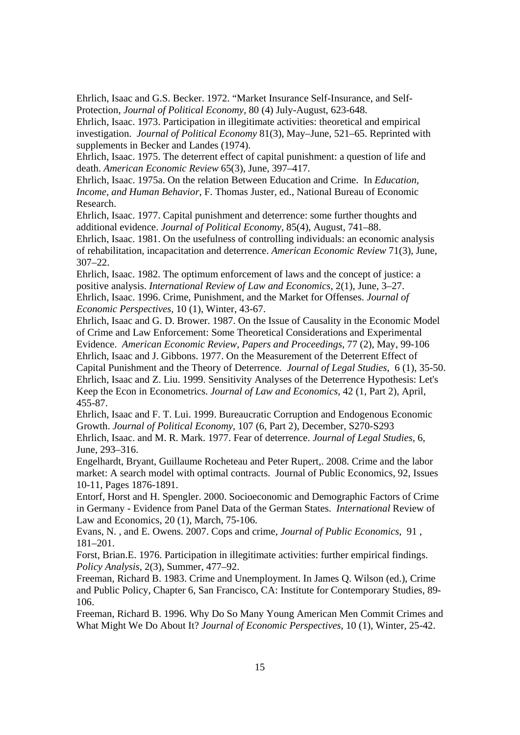Ehrlich, Isaac and G.S. Becker. 1972. "Market Insurance Self-Insurance, and Self-Protection, *Journal of Political Economy,* 80 (4) July-August, 623-648.

Ehrlich, Isaac. 1973. Participation in illegitimate activities: theoretical and empirical investigation. *Journal of Political Economy* 81(3), May–June, 521–65. Reprinted with supplements in Becker and Landes (1974).

Ehrlich, Isaac. 1975. The deterrent effect of capital punishment: a question of life and death. *American Economic Review* 65(3), June, 397–417.

Ehrlich, Isaac. 1975a. On the relation Between Education and Crime. In *Education, Income, and Human Behavior*, F. Thomas Juster, ed., National Bureau of Economic Research.

Ehrlich, Isaac. 1977. Capital punishment and deterrence: some further thoughts and additional evidence. *Journal of Political Economy,* 85(4), August, 741–88.

Ehrlich, Isaac. 1981. On the usefulness of controlling individuals: an economic analysis of rehabilitation, incapacitation and deterrence. *American Economic Review* 71(3), June, 307–22.

Ehrlich, Isaac. 1982. The optimum enforcement of laws and the concept of justice: a positive analysis. *International Review of Law and Economics*, 2(1), June, 3–27.

Ehrlich, Isaac. 1996. Crime, Punishment, and the Market for Offenses. *Journal of Economic Perspectives,* 10 (1), Winter, 43-67.

Ehrlich, Isaac and G. D. Brower. 1987. On the Issue of Causality in the Economic Model of Crime and Law Enforcement: Some Theoretical Considerations and Experimental Evidence. *American Economic Review, Papers and Proceedings*, 77 (2), May, 99-106

Ehrlich, Isaac and J. Gibbons. 1977. On the Measurement of the Deterrent Effect of Capital Punishment and the Theory of Deterrence. *Journal of Legal Studies*, 6 (1), 35-50.

Ehrlich, Isaac and Z. Liu. 1999. Sensitivity Analyses of the Deterrence Hypothesis: Let's Keep the Econ in Econometrics. *Journal of Law and Economics*, 42 (1, Part 2), April, 455-87.

Ehrlich, Isaac and F. T. Lui. 1999. Bureaucratic Corruption and Endogenous Economic Growth. *Journal of Political Economy*, 107 (6, Part 2), December, S270-S293

Ehrlich, Isaac. and M. R. Mark. 1977. Fear of deterrence. *Journal of Legal Studies,* 6, June, 293–316.

Engelhardt, Bryant, Guillaume Rocheteau and Peter Rupert,. 2008. Crime and the labor market: A search model with optimal contracts. Journal of Public Economics, 92, Issues 10-11, Pages 1876-1891.

Entorf, Horst and H. Spengler. 2000. Socioeconomic and Demographic Factors of Crime in Germany - Evidence from Panel Data of the German States. *International* Review of Law and Economics, 20 (1), March, 75-106.

Evans, N. , and E. Owens. 2007. Cops and crime, *Journal of Public Economics,* 91 , 181–201.

Forst, Brian.E. 1976. Participation in illegitimate activities: further empirical findings. *Policy Analysis,* 2(3), Summer, 477–92.

Freeman, Richard B. 1983. Crime and Unemployment. In James Q. Wilson (ed.), Crime and Public Policy, Chapter 6, San Francisco, CA: Institute for Contemporary Studies, 89-106.

Freeman, Richard B. 1996. Why Do So Many Young American Men Commit Crimes and What Might We Do About It? *Journal of Economic Perspectives*, 10 (1), Winter, 25-42.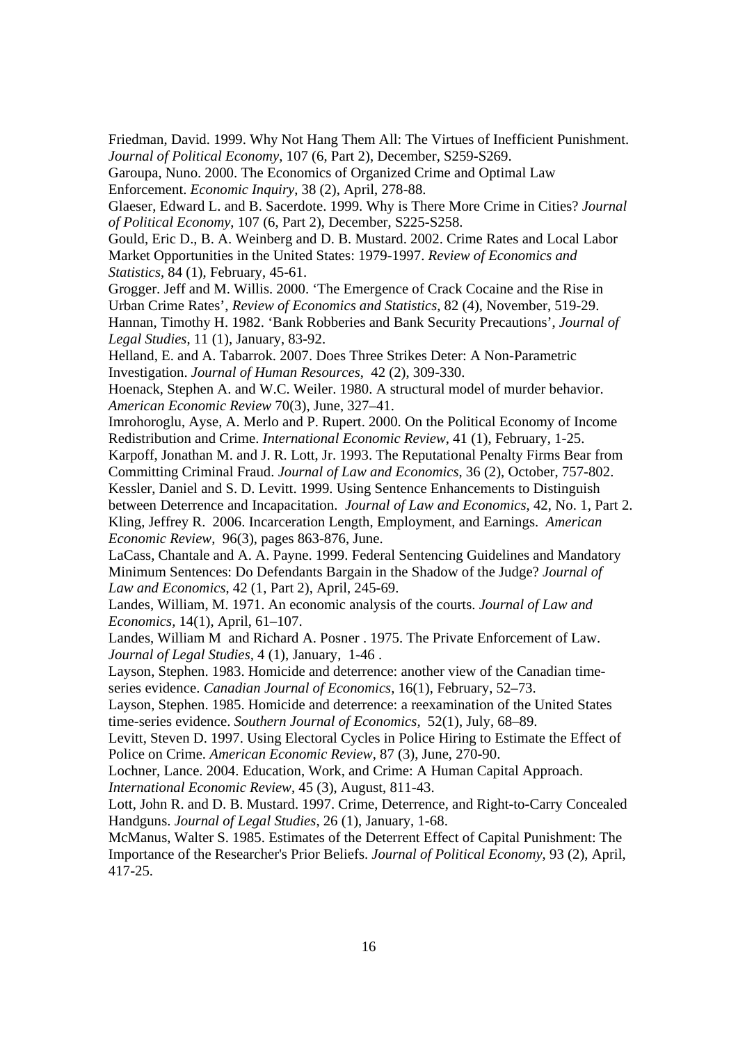Friedman, David. 1999. Why Not Hang Them All: The Virtues of Inefficient Punishment. *Journal of Political Economy*, 107 (6, Part 2), December, S259-S269.

Garoupa, Nuno. 2000. The Economics of Organized Crime and Optimal Law Enforcement. *Economic Inquiry*, 38 (2), April, 278-88.

Glaeser, Edward L. and B. Sacerdote. 1999. Why is There More Crime in Cities? *Journal of Political Economy*, 107 (6, Part 2), December, S225-S258.

Gould, Eric D., B. A. Weinberg and D. B. Mustard. 2002. Crime Rates and Local Labor Market Opportunities in the United States: 1979-1997. *Review of Economics and Statistics*, 84 (1), February, 45-61.

Grogger. Jeff and M. Willis. 2000. 'The Emergence of Crack Cocaine and the Rise in Urban Crime Rates', *Review of Economics and Statistics*, 82 (4), November, 519-29.

Hannan, Timothy H. 1982. 'Bank Robberies and Bank Security Precautions', *Journal of Legal Studies*, 11 (1), January, 83-92.

Helland, E. and A. Tabarrok. 2007. Does Three Strikes Deter: A Non-Parametric Investigation. *Journal of Human Resources*, 42 (2), 309-330.

Hoenack, Stephen A. and W.C. Weiler. 1980. A structural model of murder behavior. *American Economic Review* 70(3), June, 327–41.

Imrohoroglu, Ayse, A. Merlo and P. Rupert. 2000. On the Political Economy of Income Redistribution and Crime. *International Economic Review*, 41 (1), February, 1-25.

Karpoff, Jonathan M. and J. R. Lott, Jr. 1993. The Reputational Penalty Firms Bear from Committing Criminal Fraud. *Journal of Law and Economics*, 36 (2), October, 757-802.

Kessler, Daniel and S. D. Levitt. 1999. Using Sentence Enhancements to Distinguish between Deterrence and Incapacitation. *Journal of Law and Economics*, 42, No. 1, Part 2.

Kling, Jeffrey R. 2006. Incarceration Length, Employment, and Earnings. *American Economic Review*, 96(3), pages 863-876, June.

LaCass, Chantale and A. A. Payne. 1999. Federal Sentencing Guidelines and Mandatory Minimum Sentences: Do Defendants Bargain in the Shadow of the Judge? *Journal of Law and Economics*, 42 (1, Part 2), April, 245-69.

Landes, William, M. 1971. An economic analysis of the courts. *Journal of Law and Economics*, 14(1), April, 61–107.

Landes, William M and Richard A. Posner . 1975. The Private Enforcement of Law. *Journal of Legal Studies*, 4 (1), January, 1-46 .

Layson, Stephen. 1983. Homicide and deterrence: another view of the Canadian time-series evidence. *Canadian Journal of Economics*, 16(1), February, 52–73.

Layson, Stephen. 1985. Homicide and deterrence: a reexamination of the United States time-series evidence. *Southern Journal of Economics*, 52(1), July, 68–89.

Levitt, Steven D. 1997. Using Electoral Cycles in Police Hiring to Estimate the Effect of Police on Crime. *American Economic Review*, 87 (3), June, 270-90.

Lochner, Lance. 2004. Education, Work, and Crime: A Human Capital Approach. *International Economic Review*, 45 (3), August, 811-43.

Lott, John R. and D. B. Mustard. 1997. Crime, Deterrence, and Right-to-Carry Concealed Handguns. *Journal of Legal Studies*, 26 (1), January, 1-68.

McManus, Walter S. 1985. Estimates of the Deterrent Effect of Capital Punishment: The Importance of the Researcher's Prior Beliefs. *Journal of Political Economy*, 93 (2), April, 417-25.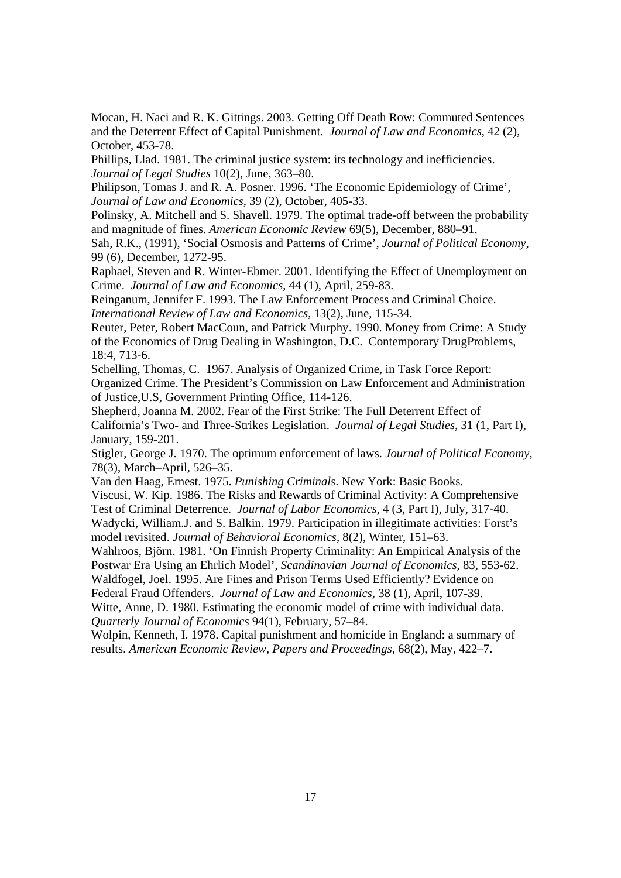Mocan, H. Naci and R. K. Gittings. 2003. Getting Off Death Row: Commuted Sentences and the Deterrent Effect of Capital Punishment. *Journal of Law and Economics*, 42 (2), October, 453-78.

Phillips, Llad. 1981. The criminal justice system: its technology and inefficiencies. *Journal of Legal Studies* 10(2), June, 363–80.

Philipson, Tomas J. and R. A. Posner. 1996. 'The Economic Epidemiology of Crime', *Journal of Law and Economics*, 39 (2), October, 405-33.

Polinsky, A. Mitchell and S. Shavell. 1979. The optimal trade-off between the probability and magnitude of fines. *American Economic Review* 69(5), December, 880–91.

Sah, R.K., (1991), 'Social Osmosis and Patterns of Crime', *Journal of Political Economy*, 99 (6), December, 1272-95.

Raphael, Steven and R. Winter-Ebmer. 2001. Identifying the Effect of Unemployment on Crime. *Journal of Law and Economics*, 44 (1), April, 259-83.

Reinganum, Jennifer F. 1993. The Law Enforcement Process and Criminal Choice. *International Review of Law and Economics*, 13(2), June, 115-34.

Reuter, Peter, Robert MacCoun, and Patrick Murphy. 1990. Money from Crime: A Study of the Economics of Drug Dealing in Washington, D.C. Contemporary DrugProblems, 18:4, 713-6.

Schelling, Thomas, C. 1967. Analysis of Organized Crime, in Task Force Report: Organized Crime. The President's Commission on Law Enforcement and Administration of Justice,U.S, Government Printing Office, 114-126.

Shepherd, Joanna M. 2002. Fear of the First Strike: The Full Deterrent Effect of California's Two- and Three-Strikes Legislation. *Journal of Legal Studies*, 31 (1, Part I), January, 159-201.

Stigler, George J. 1970. The optimum enforcement of laws. *Journal of Political Economy*, 78(3), March–April, 526–35.

Van den Haag, Ernest. 1975. *Punishing Criminals*. New York: Basic Books.

Viscusi, W. Kip. 1986. The Risks and Rewards of Criminal Activity: A Comprehensive Test of Criminal Deterrence. *Journal of Labor Economics*, 4 (3, Part I), July, 317-40.

Wadycki, William.J. and S. Balkin. 1979. Participation in illegitimate activities: Forst's model revisited. *Journal of Behavioral Economics*, 8(2), Winter, 151–63.

Wahlroos, Björn. 1981. 'On Finnish Property Criminality: An Empirical Analysis of the Postwar Era Using an Ehrlich Model', *Scandinavian Journal of Economics*, 83, 553-62.

Waldfogel, Joel. 1995. Are Fines and Prison Terms Used Efficiently? Evidence on Federal Fraud Offenders. *Journal of Law and Economics*, 38 (1), April, 107-39.

Witte, Anne, D. 1980. Estimating the economic model of crime with individual data. *Quarterly Journal of Economics* 94(1), February, 57–84.

Wolpin, Kenneth, I. 1978. Capital punishment and homicide in England: a summary of results. *American Economic Review, Papers and Proceedings*, 68(2), May, 422–7.